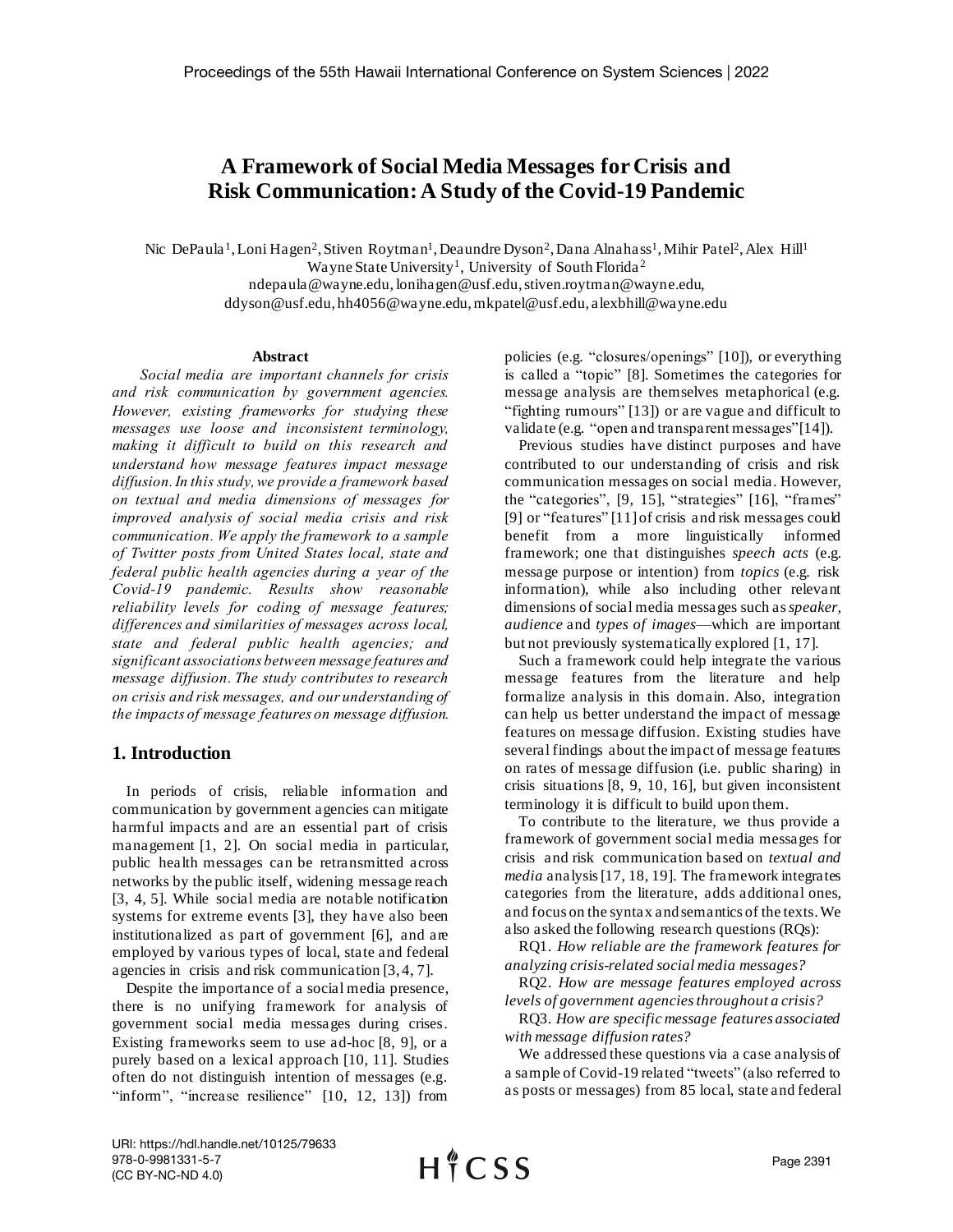# A Framework of Social Media Messages for Crisis and Risk Communication: A Study of the Covid-19 Pandemic

Nic DePaula[1], Loni Hagen[2], Stiven Roytman[1], Deaundre Dyson[2], Dana Alnahass[1], Mihir Patel[2], Alex Hill[1]
Wayne State University[1], University of South Florida[2]
ndepaula@wayne.edu, lonihagen@usf.edu, stiven.roytman@wayne.edu, ddyson@usf.edu, hh4056@wayne.edu, mkpatel@usf.edu, alexbhill@wayne.edu

### Abstract

*Social media are important channels for crisis and risk communication by government agencies. However, existing frameworks for studying these messages use loose and inconsistent terminology, making it difficult to build on this research and understand how message features impact message diffusion. In this study, we provide a framework based on textual and media dimensions of messages for improved analysis of social media crisis and risk communication. We apply the framework to a sample of Twitter posts from United States local, state and federal public health agencies during a year of the Covid-19 pandemic. Results show reasonable reliability levels for coding of message features; differences and similarities of messages across local, state and federal public health agencies; and significant associations between message features and message diffusion. The study contributes to research on crisis and risk messages, and our understanding of the impacts of message features on message diffusion.*

## 1. Introduction

In periods of crisis, reliable information and communication by government agencies can mitigate harmful impacts and are an essential part of crisis management [1, 2]. On social media in particular, public health messages can be retransmitted across networks by the public itself, widening message reach [3, 4, 5]. While social media are notable notification systems for extreme events [3], they have also been institutionalized as part of government [6], and are employed by various types of local, state and federal agencies in crisis and risk communication [3, 4, 7].

Despite the importance of a social media presence, there is no unifying framework for analysis of government social media messages during crises. Existing frameworks seem to use ad-hoc [8, 9], or a purely based on a lexical approach [10, 11]. Studies often do not distinguish intention of messages (e.g. "inform", "increase resilience" [10, 12, 13]) from policies (e.g. "closures/openings" [10]), or everything is called a "topic" [8]. Sometimes the categories for message analysis are themselves metaphorical (e.g. "fighting rumours" [13]) or are vague and difficult to validate (e.g. "open and transparent messages"[14]).

Previous studies have distinct purposes and have contributed to our understanding of crisis and risk communication messages on social media. However, the "categories", [9, 15], "strategies" [16], "frames" [9] or "features" [11] of crisis and risk messages could benefit from a more linguistically informed framework; one that distinguishes *speech acts* (e.g. message purpose or intention) from *topics* (e.g. risk information), while also including other relevant dimensions of social media messages such as *speaker, audience* and *types of images*—which are important but not previously systematically explored [1, 17].

Such a framework could help integrate the various message features from the literature and help formalize analysis in this domain. Also, integration can help us better understand the impact of message features on message diffusion. Existing studies have several findings about the impact of message features on rates of message diffusion (i.e. public sharing) in crisis situations [8, 9, 10, 16], but given inconsistent terminology it is difficult to build upon them.

To contribute to the literature, we thus provide a framework of government social media messages for crisis and risk communication based on *textual and media* analysis [17, 18, 19]. The framework integrates categories from the literature, adds additional ones, and focus on the syntax and semantics of the texts. We also asked the following research questions (RQs):

RQ1. *How reliable are the framework features for analyzing crisis-related social media messages?*

RQ2. *How are message features employed across levels of government agencies throughout a crisis?*

RQ3. *How are specific message features associated with message diffusion rates?*

We addressed these questions via a case analysis of a sample of Covid-19 related "tweets" (also referred to as posts or messages) from 85 local, state and federal

URI: https://hdl.handle.net/10125/79633
978-0-9981331-5-7
(CC BY-NC-ND 4.0)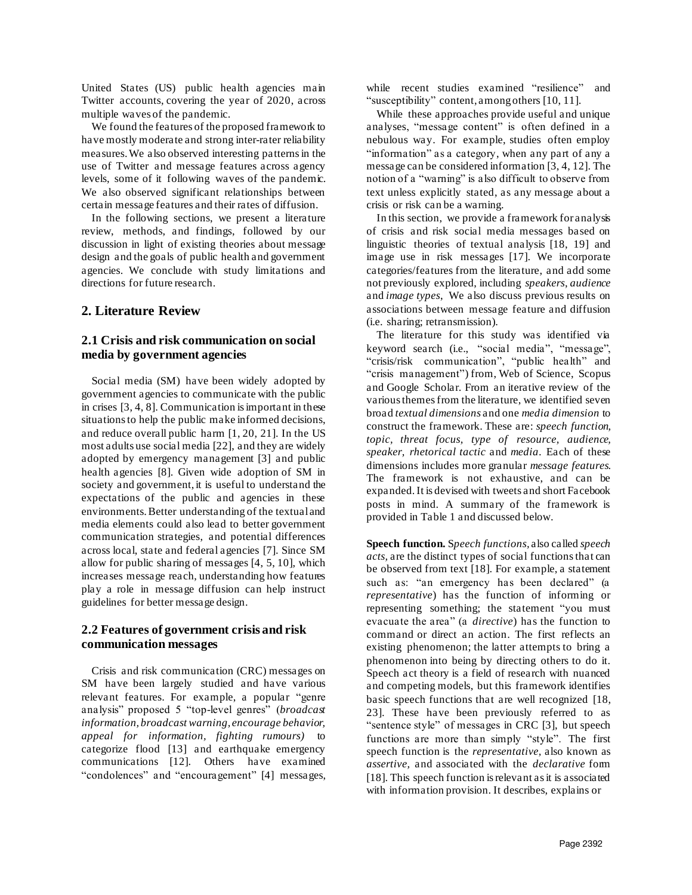United States (US) public health agencies main Twitter accounts, covering the year of 2020, across multiple waves of the pandemic.

We found the features of the proposed framework to have mostly moderate and strong inter-rater reliability measures. We also observed interesting patterns in the use of Twitter and message features across agency levels, some of it following waves of the pandemic. We also observed significant relationships between certain message features and their rates of diffusion.

In the following sections, we present a literature review, methods, and findings, followed by our discussion in light of existing theories about message design and the goals of public health and government agencies. We conclude with study limitations and directions for future research.

## 2. Literature Review

### 2.1 Crisis and risk communication on social media by government agencies

Social media (SM) have been widely adopted by government agencies to communicate with the public in crises [3, 4, 8]. Communication is important in these situations to help the public make informed decisions, and reduce overall public harm [1, 20, 21]. In the US most adults use social media [22], and they are widely adopted by emergency management [3] and public health agencies [8]. Given wide adoption of SM in society and government, it is useful to understand the expectations of the public and agencies in these environments. Better understanding of the textual and media elements could also lead to better government communication strategies, and potential differences across local, state and federal agencies [7]. Since SM allow for public sharing of messages [4, 5, 10], which increases message reach, understanding how features play a role in message diffusion can help instruct guidelines for better message design.

### 2.2 Features of government crisis and risk communication messages

Crisis and risk communication (CRC) messages on SM have been largely studied and have various relevant features. For example, a popular "genre analysis" proposed 5 "top-level genres" (*broadcast information, broadcast warning, encourage behavior, appeal for information, fighting rumours)* to categorize flood [13] and earthquake emergency communications [12]. Others have examined "condolences" and "encouragement" [4] messages, while recent studies examined "resilience" and "susceptibility" content, among others [10, 11].

While these approaches provide useful and unique analyses, "message content" is often defined in a nebulous way. For example, studies often employ "information" as a category, when any part of any a message can be considered information [3, 4, 12]. The notion of a "warning" is also difficult to observe from text unless explicitly stated, as any message about a crisis or risk can be a warning.

In this section, we provide a framework for analysis of crisis and risk social media messages based on linguistic theories of textual analysis [18, 19] and image use in risk messages [17]. We incorporate categories/features from the literature, and add some not previously explored, including *speakers*, *audience* and *image types*, We also discuss previous results on associations between message feature and diffusion (i.e. sharing; retransmission).

The literature for this study was identified via keyword search (i.e., "social media", "message", "crisis/risk communication", "public health" and "crisis management") from, Web of Science, Scopus and Google Scholar. From an iterative review of the various themes from the literature, we identified seven broad *textual dimensions* and one *media dimension* to construct the framework. These are: *speech function, topic, threat focus, type of resource, audience, speaker, rhetorical tactic* and *media*. Each of these dimensions includes more granular *message features*. The framework is not exhaustive, and can be expanded. It is devised with tweets and short Facebook posts in mind. A summary of the framework is provided in Table 1 and discussed below.

**Speech function.** S*peech functions,* also called *speech acts*, are the distinct types of social functions that can be observed from text [18]. For example, a statement such as: "an emergency has been declared" (a *representative*) has the function of informing or representing something; the statement "you must evacuate the area" (a *directive*) has the function to command or direct an action. The first reflects an existing phenomenon; the latter attempts to bring a phenomenon into being by directing others to do it. Speech act theory is a field of research with nuanced and competing models, but this framework identifies basic speech functions that are well recognized [18, 23]. These have been previously referred to as "sentence style" of messages in CRC [3], but speech functions are more than simply "style". The first speech function is the *representative*, also known as *assertive*, and associated with the *declarative* form [18]. This speech function is relevant as it is associated with information provision. It describes, explains or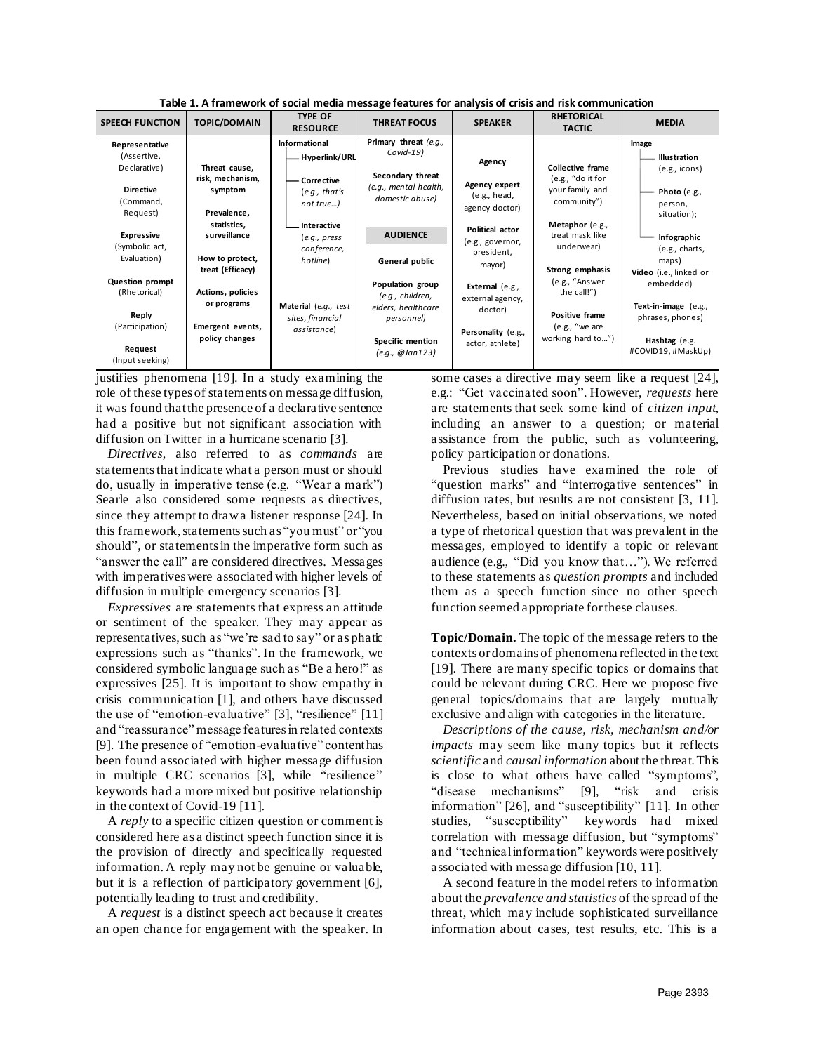**Table 1. A framework of social media message features for analysis of crisis and risk communication**

| SPEECH FUNCTION | TOPIC/DOMAIN | TYPE OF RESOURCE | THREAT FOCUS | SPEAKER | RHETORICAL TACTIC | MEDIA |
|---|---|---|---|---|---|---|
| **Representative** (Assertive, Declarative)<br><br>**Directive** (Command, Request)<br><br>**Expressive** (Symbolic act, Evaluation)<br><br>**Question prompt** (Rhetorical)<br><br>**Reply** (Participation)<br><br>**Request** (Input seeking) | **Threat cause, risk, mechanism, symptom**<br><br>**Prevalence, statistics, surveillance**<br><br>**How to protect, treat (Efficacy)**<br><br>**Actions, policies or programs**<br><br>**Emergent events, policy changes** | **Informational**<br>— **Hyperlink/URL**<br>— **Corrective** (*e.g., that's not true…*)<br>— **Interactive** (*e.g., press conference, hotline*)<br><br>**Material** (*e.g., test sites, financial assistance*) | **Primary threat** (*e.g., Covid-19*)<br><br>**Secondary threat** (*e.g., mental health, domestic abuse*)<br><br>**AUDIENCE**<br><br>**General public**<br><br>**Population group** (*e.g., children, elders, healthcare personnel*)<br><br>**Specific mention** (*e.g., @Jan123*) | **Agency**<br><br>**Agency expert** (e.g., head, agency doctor)<br><br>**Political actor** (e.g., governor, president, mayor)<br><br>**External** (e.g., external agency, doctor)<br><br>**Personality** (e.g., actor, athlete) | **Collective frame** (e.g., "do it for your family and community")<br><br>**Metaphor** (e.g., treat mask like underwear)<br><br>**Strong emphasis** (e.g., "Answer the call!")<br><br>**Positive frame** (e.g., "we are working hard to…") | **Image**<br>— **Illustration** (e.g., icons)<br>— **Photo** (e.g., person, situation);<br>— **Infographic** (e.g., charts, maps)<br>**Video** (i.e., linked or embedded)<br><br>**Text-in-image** (e.g., phrases, phones)<br><br>**Hashtag** (e.g. #COVID19, #MaskUp) |

justifies phenomena [19]. In a study examining the role of these types of statements on message diffusion, it was found that the presence of a declarative sentence had a positive but not significant association with diffusion on Twitter in a hurricane scenario [3].

*Directives*, also referred to as *commands* are statements that indicate what a person must or should do, usually in imperative tense (e.g. "Wear a mark") Searle also considered some requests as directives, since they attempt to draw a listener response [24]. In this framework, statements such as "you must" or "you should", or statements in the imperative form such as "answer the call" are considered directives. Messages with imperatives were associated with higher levels of diffusion in multiple emergency scenarios [3].

*Expressives* are statements that express an attitude or sentiment of the speaker. They may appear as representatives, such as "we're sad to say" or as phatic expressions such as "thanks". In the framework, we considered symbolic language such as "Be a hero!" as expressives [25]. It is important to show empathy in crisis communication [1], and others have discussed the use of "emotion-evaluative" [3], "resilience" [11] and "reassurance" message features in related contexts [9]. The presence of "emotion-evaluative" content has been found associated with higher message diffusion in multiple CRC scenarios [3], while "resilience" keywords had a more mixed but positive relationship in the context of Covid-19 [11].

A *reply* to a specific citizen question or comment is considered here as a distinct speech function since it is the provision of directly and specifically requested information. A reply may not be genuine or valuable, but it is a reflection of participatory government [6], potentially leading to trust and credibility.

A *request* is a distinct speech act because it creates an open chance for engagement with the speaker. In some cases a directive may seem like a request [24], e.g.: "Get vaccinated soon". However, *requests* here are statements that seek some kind of *citizen input*, including an answer to a question; or material assistance from the public, such as volunteering, policy participation or donations.

Previous studies have examined the role of "question marks" and "interrogative sentences" in diffusion rates, but results are not consistent [3, 11]. Nevertheless, based on initial observations, we noted a type of rhetorical question that was prevalent in the messages, employed to identify a topic or relevant audience (e.g., "Did you know that…"). We referred to these statements as *question prompts* and included them as a speech function since no other speech function seemed appropriate for these clauses.

**Topic/Domain.** The topic of the message refers to the contexts or domains of phenomena reflected in the text [19]. There are many specific topics or domains that could be relevant during CRC. Here we propose five general topics/domains that are largely mutually exclusive and align with categories in the literature.

*Descriptions of the cause, risk, mechanism and/or impacts* may seem like many topics but it reflects *scientific* and *causal information* about the threat. This is close to what others have called "symptoms", "disease mechanisms" [9], "risk and crisis information" [26], and "susceptibility" [11]. In other studies, "susceptibility" keywords had mixed correlation with message diffusion, but "symptoms" and "technical information" keywords were positively associated with message diffusion [10, 11].

A second feature in the model refers to information about the *prevalence and statistics* of the spread of the threat, which may include sophisticated surveillance information about cases, test results, etc. This is a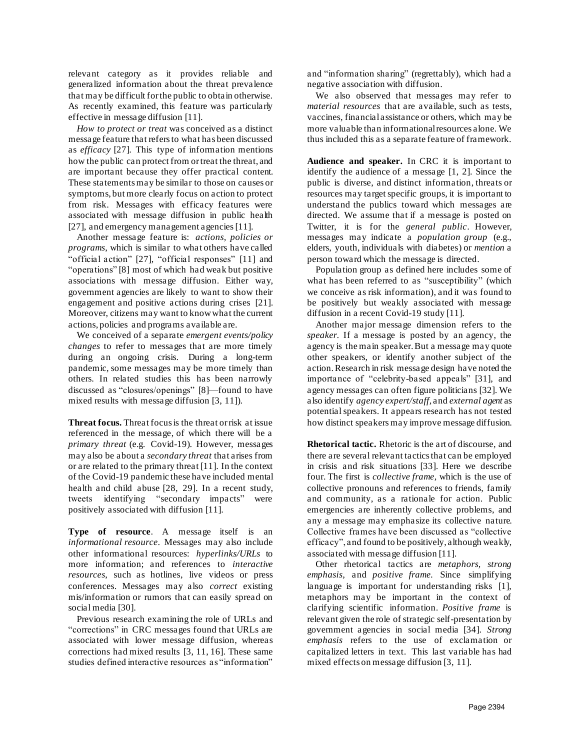relevant category as it provides reliable and generalized information about the threat prevalence that may be difficult for the public to obtain otherwise. As recently examined, this feature was particularly effective in message diffusion [11].

*How to protect or treat* was conceived as a distinct message feature that refers to what has been discussed as *efficacy* [27]. This type of information mentions how the public can protect from or treat the threat, and are important because they offer practical content. These statements may be similar to those on causes or symptoms, but more clearly focus on action to protect from risk. Messages with efficacy features were associated with message diffusion in public health [27], and emergency management agencies [11].

Another message feature is: *actions, policies or programs*, which is similar to what others have called "official action" [27], "official responses" [11] and "operations" [8] most of which had weak but positive associations with message diffusion. Either way, government agencies are likely to want to show their engagement and positive actions during crises [21]. Moreover, citizens may want to know what the current actions, policies and programs available are.

We conceived of a separate *emergent events/policy changes* to refer to messages that are more timely during an ongoing crisis. During a long-term pandemic, some messages may be more timely than others. In related studies this has been narrowly discussed as "closures/openings" [8]—found to have mixed results with message diffusion [3, 11]).

**Threat focus.** Threat focus is the threat or risk at issue referenced in the message, of which there will be a *primary threat* (e.g. Covid-19). However, messages may also be about a *secondary threat* that arises from or are related to the primary threat [11]. In the context of the Covid-19 pandemic these have included mental health and child abuse [28, 29]. In a recent study, tweets identifying "secondary impacts" were positively associated with diffusion [11].

**Type of resource**. A message itself is an *informational resource*. Messages may also include other informational resources: *hyperlinks/URLs* to more information; and references to *interactive resources*, such as hotlines, live videos or press conferences. Messages may also *correct* existing mis/information or rumors that can easily spread on social media [30].

Previous research examining the role of URLs and "corrections" in CRC messages found that URLs are associated with lower message diffusion, whereas corrections had mixed results [3, 11, 16]. These same studies defined interactive resources as "information" and "information sharing" (regrettably), which had a negative association with diffusion.

We also observed that messages may refer to *material resources* that are available, such as tests, vaccines, financial assistance or others, which may be more valuable than informational resources alone. We thus included this as a separate feature of framework.

**Audience and speaker.** In CRC it is important to identify the audience of a message [1, 2]. Since the public is diverse, and distinct information, threats or resources may target specific groups, it is important to understand the publics toward which messages are directed. We assume that if a message is posted on Twitter, it is for the *general public*. However, messages may indicate a *population group* (e.g., elders, youth, individuals with diabetes) or *mention* a person toward which the message is directed.

Population group as defined here includes some of what has been referred to as "susceptibility" (which we conceive as risk information), and it was found to be positively but weakly associated with message diffusion in a recent Covid-19 study [11].

Another major message dimension refers to the *speaker*. If a message is posted by an agency, the agency is the main speaker. But a message may quote other speakers, or identify another subject of the action. Research in risk message design have noted the importance of "celebrity-based appeals" [31], and agency messages can often figure politicians [32]. We also identify *agency expert/staff*, and *external agent* as potential speakers. It appears research has not tested how distinct speakers may improve message diffusion.

**Rhetorical tactic.** Rhetoric is the art of discourse, and there are several relevant tactics that can be employed in crisis and risk situations [33]. Here we describe four. The first is *collective frame*, which is the use of collective pronouns and references to friends, family and community, as a rationale for action. Public emergencies are inherently collective problems, and any a message may emphasize its collective nature. Collective frames have been discussed as "collective efficacy", and found to be positively, although weakly, associated with message diffusion [11].

Other rhetorical tactics are *metaphors, strong emphasis,* and *positive frame.* Since simplifying language is important for understanding risks [1], metaphors may be important in the context of clarifying scientific information. *Positive frame* is relevant given the role of strategic self-presentation by government agencies in social media [34]. *Strong emphasis* refers to the use of exclamation or capitalized letters in text. This last variable has had mixed effects on message diffusion [3, 11].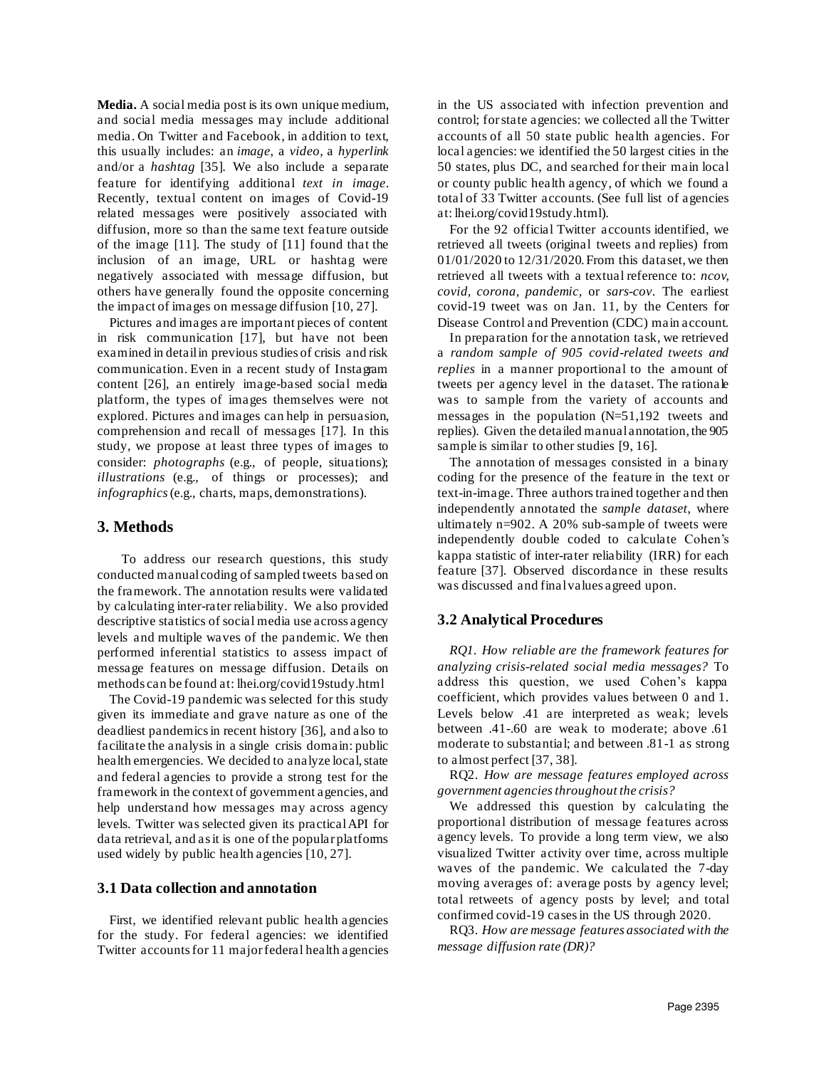**Media.** A social media post is its own unique medium, and social media messages may include additional media. On Twitter and Facebook, in addition to text, this usually includes: an *image*, a *video*, a *hyperlink* and/or a *hashtag* [35]. We also include a separate feature for identifying additional *text in image*. Recently, textual content on images of Covid-19 related messages were positively associated with diffusion, more so than the same text feature outside of the image [11]. The study of [11] found that the inclusion of an image, URL or hashtag were negatively associated with message diffusion, but others have generally found the opposite concerning the impact of images on message diffusion [10, 27].

Pictures and images are important pieces of content in risk communication [17], but have not been examined in detail in previous studies of crisis and risk communication. Even in a recent study of Instagram content [26], an entirely image-based social media platform, the types of images themselves were not explored. Pictures and images can help in persuasion, comprehension and recall of messages [17]. In this study, we propose at least three types of images to consider: *photographs* (e.g., of people, situations); *illustrations* (e.g., of things or processes); and *infographics* (e.g., charts, maps, demonstrations).

## 3. Methods

To address our research questions, this study conducted manual coding of sampled tweets based on the framework. The annotation results were validated by calculating inter-rater reliability. We also provided descriptive statistics of social media use across agency levels and multiple waves of the pandemic. We then performed inferential statistics to assess impact of message features on message diffusion. Details on methods can be found at: lhei.org/covid19study.html

The Covid-19 pandemic was selected for this study given its immediate and grave nature as one of the deadliest pandemics in recent history [36], and also to facilitate the analysis in a single crisis domain: public health emergencies. We decided to analyze local, state and federal agencies to provide a strong test for the framework in the context of government agencies, and help understand how messages may across agency levels. Twitter was selected given its practical API for data retrieval, and as it is one of the popular platforms used widely by public health agencies [10, 27].

### 3.1 Data collection and annotation

First, we identified relevant public health agencies for the study. For federal agencies: we identified Twitter accounts for 11 major federal health agencies in the US associated with infection prevention and control; for state agencies: we collected all the Twitter accounts of all 50 state public health agencies. For local agencies: we identified the 50 largest cities in the 50 states, plus DC, and searched for their main local or county public health agency, of which we found a total of 33 Twitter accounts. (See full list of agencies at: lhei.org/covid19study.html).

For the 92 official Twitter accounts identified, we retrieved all tweets (original tweets and replies) from 01/01/2020 to 12/31/2020. From this dataset, we then retrieved all tweets with a textual reference to: *ncov*, *covid*, *corona*, *pandemic*, or *sars-cov*. The earliest covid-19 tweet was on Jan. 11, by the Centers for Disease Control and Prevention (CDC) main account.

In preparation for the annotation task, we retrieved a *random sample of 905 covid-related tweets and replies* in a manner proportional to the amount of tweets per agency level in the dataset. The rationale was to sample from the variety of accounts and messages in the population (N=51,192 tweets and replies). Given the detailed manual annotation, the 905 sample is similar to other studies [9, 16].

The annotation of messages consisted in a binary coding for the presence of the feature in the text or text-in-image. Three authors trained together and then independently annotated the *sample dataset*, where ultimately n=902. A 20% sub-sample of tweets were independently double coded to calculate Cohen's kappa statistic of inter-rater reliability (IRR) for each feature [37]. Observed discordance in these results was discussed and final values agreed upon.

### 3.2 Analytical Procedures

*RQ1. How reliable are the framework features for analyzing crisis-related social media messages?* To address this question, we used Cohen's kappa coefficient, which provides values between 0 and 1. Levels below .41 are interpreted as weak; levels between .41-.60 are weak to moderate; above .61 moderate to substantial; and between .81-1 as strong to almost perfect [37, 38].

RQ2. *How are message features employed across government agencies throughout the crisis?*

We addressed this question by calculating the proportional distribution of message features across agency levels. To provide a long term view, we also visualized Twitter activity over time, across multiple waves of the pandemic. We calculated the 7-day moving averages of: average posts by agency level; total retweets of agency posts by level; and total confirmed covid-19 cases in the US through 2020.

RQ3. *How are message features associated with the message diffusion rate (DR)?*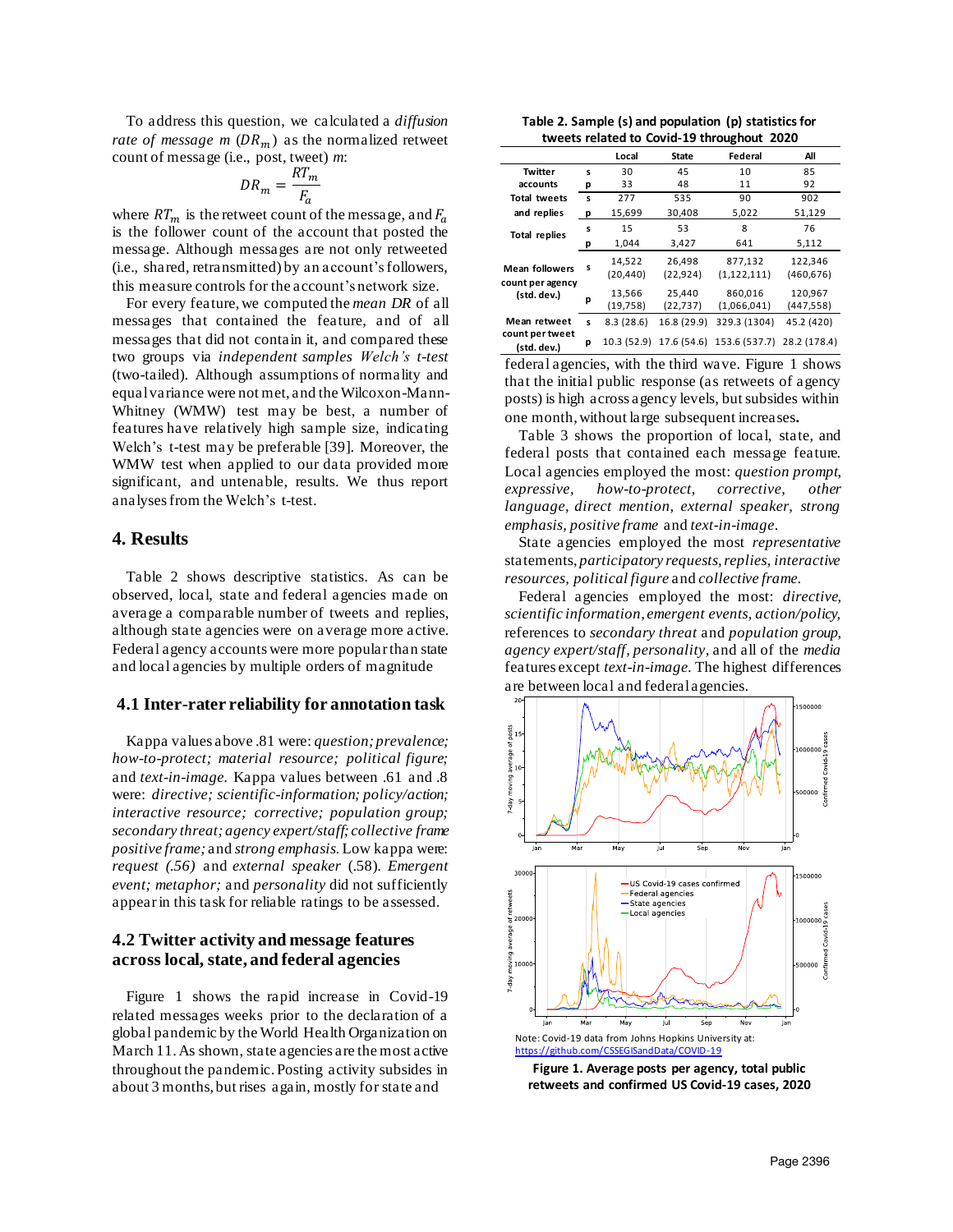To address this question, we calculated a *diffusion rate of message m* ($DR_m$) as the normalized retweet count of message (i.e., post, tweet) *m*:

$$DR_m = \frac{RT_m}{F_a}$$

where $RT_m$ is the retweet count of the message, and $F_a$ is the follower count of the account that posted the message. Although messages are not only retweeted (i.e., shared, retransmitted) by an account's followers, this measure controls for the account's network size.

For every feature, we computed the *mean DR* of all messages that contained the feature, and of all messages that did not contain it, and compared these two groups via *independent samples Welch's t-test* (two-tailed). Although assumptions of normality and equal variance were not met, and the Wilcoxon-Mann-Whitney (WMW) test may be best, a number of features have relatively high sample size, indicating Welch's t-test may be preferable [39]. Moreover, the WMW test when applied to our data provided more significant, and untenable, results. We thus report analyses from the Welch's t-test.

## 4. Results

Table 2 shows descriptive statistics. As can be observed, local, state and federal agencies made on average a comparable number of tweets and replies, although state agencies were on average more active. Federal agency accounts were more popular than state and local agencies by multiple orders of magnitude

### 4.1 Inter-rater reliability for annotation task

Kappa values above .81 were: *question; prevalence; how-to-protect; material resource; political figure;* and *text-in-image*. Kappa values between .61 and .8 were: *directive; scientific-information; policy/action; interactive resource; corrective; population group; secondary threat; agency expert/staff; collective frame positive frame;* and *strong emphasis*. Low kappa were: *request (.56)* and *external speaker* (.58). *Emergent event; metaphor;* and *personality* did not sufficiently appear in this task for reliable ratings to be assessed.

### 4.2 Twitter activity and message features across local, state, and federal agencies

Figure 1 shows the rapid increase in Covid-19 related messages weeks prior to the declaration of a global pandemic by the World Health Organization on March 11. As shown, state agencies are the most active throughout the pandemic. Posting activity subsides in about 3 months, but rises again, mostly for state and federal agencies, with the third wave. Figure 1 shows that the initial public response (as retweets of agency posts) is high across agency levels, but subsides within one month, without large subsequent increases.

**Table 2. Sample (s) and population (p) statistics for tweets related to Covid-19 throughout 2020**

| | | Local | State | Federal | All |
|---|---|---|---|---|---|
| Twitter accounts | s | 30 | 45 | 10 | 85 |
| | p | 33 | 48 | 11 | 92 |
| Total tweets and replies | s | 277 | 535 | 90 | 902 |
| | p | 15,699 | 30,408 | 5,022 | 51,129 |
| Total replies | s | 15 | 53 | 8 | 76 |
| | p | 1,044 | 3,427 | 641 | 5,112 |
| Mean followers count per agency (std. dev.) | s | 14,522 (20,440) | 26,498 (22,924) | 877,132 (1,122,111) | 122,346 (460,676) |
| | p | 13,566 (19,758) | 25,440 (22,737) | 860,016 (1,066,041) | 120,967 (447,558) |
| Mean retweet count per tweet (std. dev.) | s | 8.3 (28.6) | 16.8 (29.9) | 329.3 (1304) | 45.2 (420) |
| | p | 10.3 (52.9) | 17.6 (54.6) | 153.6 (537.7) | 28.2 (178.4) |

Table 3 shows the proportion of local, state, and federal posts that contained each message feature. Local agencies employed the most: *question prompt, expressive, how-to-protect, corrective, other language, direct mention, external speaker, strong emphasis, positive frame* and *text-in-image*.

State agencies employed the most *representative* statements, *participatory requests, replies, interactive resources, political figure* and *collective frame.*

Federal agencies employed the most: *directive, scientific information, emergent events, action/policy,* references to *secondary threat* and *population group, agency expert/staff, personality*, and all of the *media* features except *text-in-image*. The highest differences are between local and federal agencies.

Note: Covid-19 data from Johns Hopkins University at: https://github.com/CSSEGISandData/COVID-19

**Figure 1. Average posts per agency, total public retweets and confirmed US Covid-19 cases, 2020**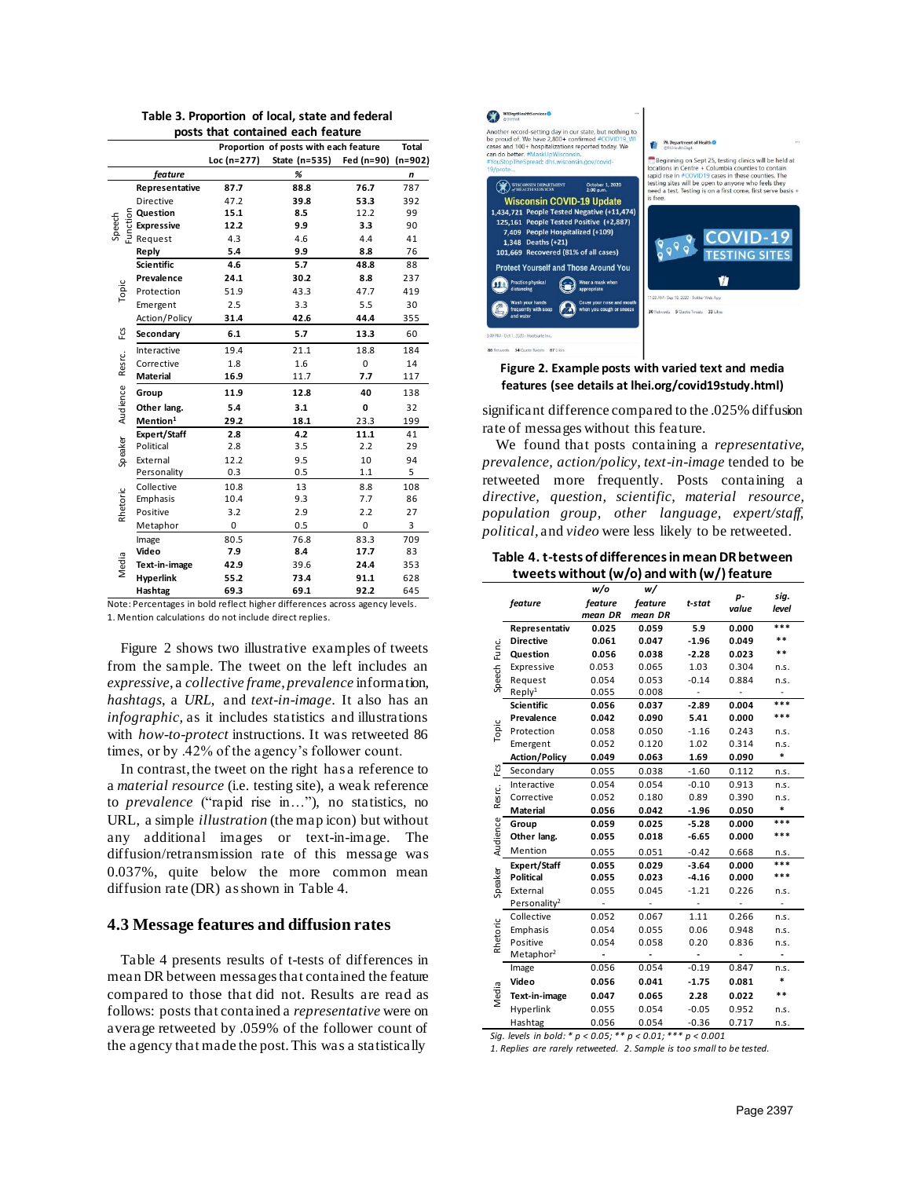**Table 3. Proportion of local, state and federal posts that contained each feature**

| | feature | Loc (n=277) | State (n=535) | Fed (n=90) | Total (n=902) |
|---|---|---|---|---|---|
| | | % | | | n |
| Speech Function | **Representative** | **87.7** | **88.8** | **76.7** | 787 |
| | Directive | 47.2 | 39.8 | 53.3 | 392 |
| | **Question** | **15.1** | **8.5** | 12.2 | 99 |
| | **Expressive** | **12.2** | **9.9** | **3.3** | 90 |
| | Request | 4.3 | 4.6 | 4.4 | 41 |
| | **Reply** | **5.4** | **9.9** | **8.8** | 76 |
| Topic | **Scientific** | **4.6** | **5.7** | **48.8** | 88 |
| | **Prevalence** | **24.1** | **30.2** | **8.8** | 237 |
| | Protection | 51.9 | 43.3 | 47.7 | 419 |
| | Emergent | 2.5 | 3.3 | 5.5 | 30 |
| | Action/Policy | 31.4 | 42.6 | 44.4 | 355 |
| Fcs | **Secondary** | **6.1** | **5.7** | **13.3** | 60 |
| Resrc. | Interactive | 19.4 | 21.1 | 18.8 | 184 |
| | Corrective | 1.8 | 1.6 | 0 | 14 |
| | **Material** | **16.9** | **11.7** | **7.7** | 117 |
| Audience | **Group** | **11.9** | **12.8** | **40** | 138 |
| | **Other lang.** | **5.4** | **3.1** | **0** | 32 |
| | **Mention**[1] | **29.2** | **18.1** | 23.3 | 199 |
| Speaker | **Expert/Staff** | **2.8** | **4.2** | **11.1** | 41 |
| | Political | 2.8 | 3.5 | 2.2 | 29 |
| | External | 12.2 | 9.5 | 10 | 94 |
| | Personality | 0.3 | 0.5 | 1.1 | 5 |
| Rhetoric | Collective | 10.8 | 13 | 8.8 | 108 |
| | Emphasis | 10.4 | 9.3 | 7.7 | 86 |
| | Positive | 3.2 | 2.9 | 2.2 | 27 |
| | Metaphor | 0 | 0.5 | 0 | 3 |
| Media | Image | 80.5 | 76.8 | 83.3 | 709 |
| | **Video** | **7.9** | **8.4** | **17.7** | 83 |
| | **Text-in-image** | **42.9** | 39.6 | **24.4** | 353 |
| | **Hyperlink** | **55.2** | **73.4** | **91.1** | 628 |
| | **Hashtag** | **69.3** | **69.1** | **92.2** | 645 |

Note: Percentages in bold reflect higher differences across agency levels.
1. Mention calculations do not include direct replies.

Figure 2 shows two illustrative examples of tweets from the sample. The tweet on the left includes an *expressive*, a *collective frame*, *prevalence* information, *hashtags*, a *URL*, and *text-in-image*. It also has an *infographic,* as it includes statistics and illustrations with *how-to-protect* instructions. It was retweeted 86 times, or by .42% of the agency's follower count.

In contrast, the tweet on the right has a reference to a *material resource* (i.e. testing site), a weak reference to *prevalence* ("rapid rise in…"), no statistics, no URL, a simple *illustration* (the map icon) but without any additional images or text-in-image. The diffusion/retransmission rate of this message was 0.037%, quite below the more common mean diffusion rate (DR) as shown in Table 4.

## 4.3 Message features and diffusion rates

Table 4 presents results of t-tests of differences in mean DR between messages that contained the feature compared to those that did not. Results are read as follows: posts that contained a *representative* were on average retweeted by .059% of the follower count of the agency that made the post. This was a statistically

**Figure 2. Example posts with varied text and media features (see details at lhei.org/covid19study.html)**

significant difference compared to the .025% diffusion rate of messages without this feature.

We found that posts containing a *representative, prevalence, action/policy, text-in-image* tended to be retweeted more frequently. Posts containing a *directive, question, scientific, material resource, population group, other language, expert/staff, political*, and *video* were less likely to be retweeted.

**Table 4. t-tests of differences in mean DR between tweets without (w/o) and with (w/) feature**

| | feature | w/o feature mean DR | w/ feature mean DR | t-stat | p-value | sig. level |
|---|---|---|---|---|---|---|
| Speech Func. | **Representativ** | **0.025** | **0.059** | **5.9** | **0.000** | *** |
| | **Directive** | **0.061** | **0.047** | **-1.96** | **0.049** | ** |
| | **Question** | **0.056** | **0.038** | **-2.28** | **0.023** | ** |
| | Expressive | 0.053 | 0.065 | 1.03 | 0.304 | n.s. |
| | Request | 0.054 | 0.053 | -0.14 | 0.884 | n.s. |
| | Reply[1] | 0.055 | 0.008 | - | - | - |
| Topic | **Scientific** | **0.056** | **0.037** | **-2.89** | **0.004** | *** |
| | **Prevalence** | **0.042** | **0.090** | **5.41** | **0.000** | *** |
| | Protection | 0.058 | 0.050 | -1.16 | 0.243 | n.s. |
| | Emergent | 0.052 | 0.120 | 1.02 | 0.314 | n.s. |
| | **Action/Policy** | **0.049** | **0.063** | **1.69** | **0.090** | * |
| Fcs | Secondary | 0.055 | 0.038 | -1.60 | 0.112 | n.s. |
| Resrc. | Interactive | 0.054 | 0.054 | -0.10 | 0.913 | n.s. |
| | Corrective | 0.052 | 0.180 | 0.89 | 0.390 | n.s. |
| | **Material** | **0.056** | **0.042** | **-1.96** | **0.050** | * |
| Audience | **Group** | **0.059** | **0.025** | **-5.28** | **0.000** | *** |
| | **Other lang.** | **0.055** | **0.018** | **-6.65** | **0.000** | *** |
| | Mention | 0.055 | 0.051 | -0.42 | 0.668 | n.s. |
| Speaker | **Expert/Staff** | **0.055** | **0.029** | **-3.64** | **0.000** | *** |
| | **Political** | **0.055** | **0.023** | **-4.16** | **0.000** | *** |
| | External | 0.055 | 0.045 | -1.21 | 0.226 | n.s. |
| | Personality[2] | - | - | - | - | - |
| Rhetoric | Collective | 0.052 | 0.067 | 1.11 | 0.266 | n.s. |
| | Emphasis | 0.054 | 0.055 | 0.06 | 0.948 | n.s. |
| | Positive | 0.054 | 0.058 | 0.20 | 0.836 | n.s. |
| | Metaphor[2] | - | - | - | - | - |
| Media | Image | 0.056 | 0.054 | -0.19 | 0.847 | n.s. |
| | **Video** | **0.056** | **0.041** | **-1.75** | **0.081** | * |
| | **Text-in-image** | **0.047** | **0.065** | **2.28** | **0.022** | ** |
| | Hyperlink | 0.055 | 0.054 | -0.05 | 0.952 | n.s. |
| | Hashtag | 0.056 | 0.054 | -0.36 | 0.717 | n.s. |

*Sig. levels in bold: * $p < 0.05$; ** $p < 0.01$; *** $p < 0.001$*
*1. Replies are rarely retweeted. 2. Sample is too small to be tested.*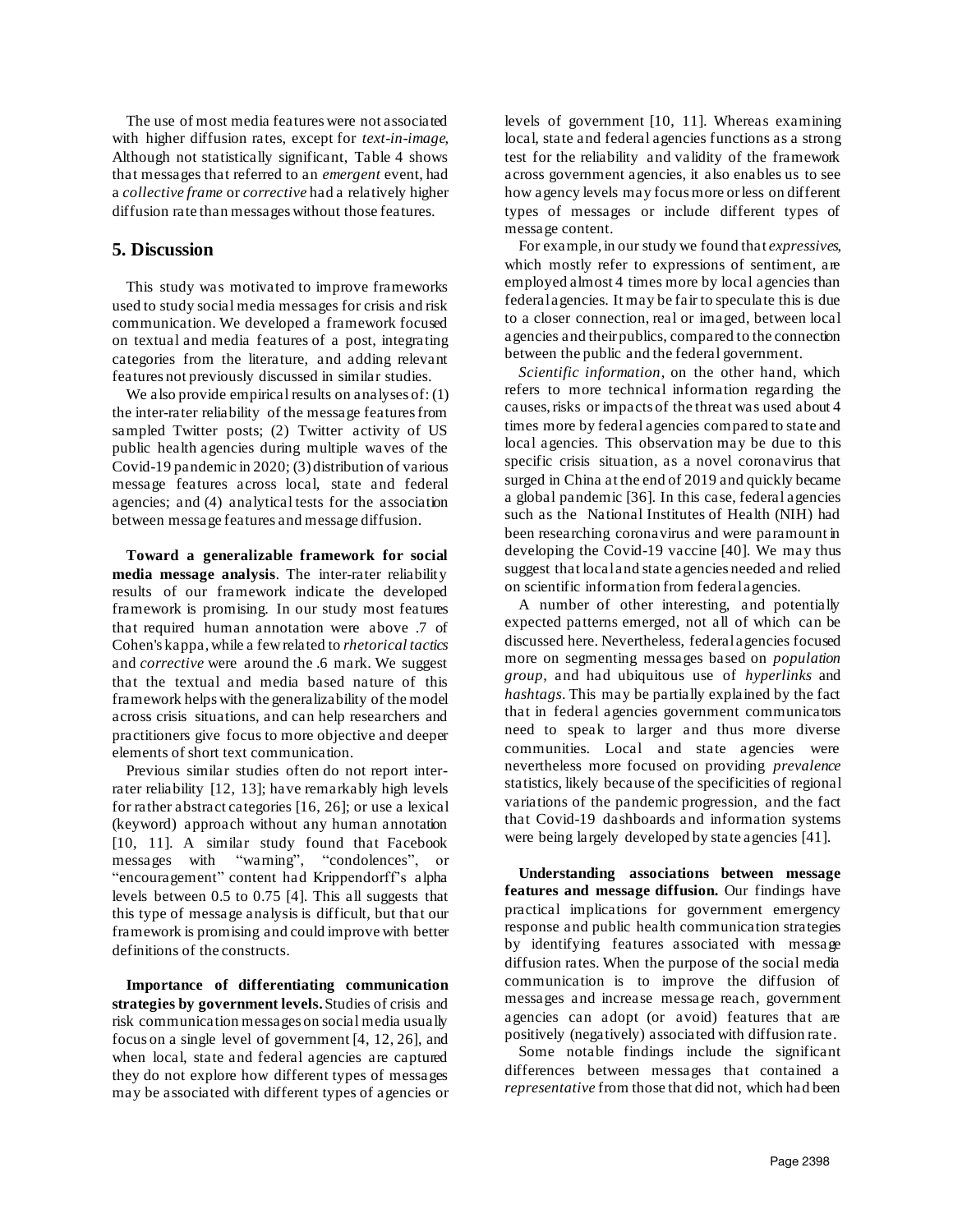The use of most media features were not associated with higher diffusion rates, except for *text-in-image*, Although not statistically significant, Table 4 shows that messages that referred to an *emergent* event, had a *collective frame* or *corrective* had a relatively higher diffusion rate than messages without those features.

## 5. Discussion

This study was motivated to improve frameworks used to study social media messages for crisis and risk communication. We developed a framework focused on textual and media features of a post, integrating categories from the literature, and adding relevant features not previously discussed in similar studies.

We also provide empirical results on analyses of: (1) the inter-rater reliability of the message features from sampled Twitter posts; (2) Twitter activity of US public health agencies during multiple waves of the Covid-19 pandemic in 2020; (3) distribution of various message features across local, state and federal agencies; and (4) analytical tests for the association between message features and message diffusion.

**Toward a generalizable framework for social media message analysis**. The inter-rater reliability results of our framework indicate the developed framework is promising. In our study most features that required human annotation were above .7 of Cohen's kappa, while a few related to *rhetorical tactics* and *corrective* were around the .6 mark. We suggest that the textual and media based nature of this framework helps with the generalizability of the model across crisis situations, and can help researchers and practitioners give focus to more objective and deeper elements of short text communication.

Previous similar studies often do not report inter-rater reliability [12, 13]; have remarkably high levels for rather abstract categories [16, 26]; or use a lexical (keyword) approach without any human annotation [10, 11]. A similar study found that Facebook messages with "warning", "condolences", or "encouragement" content had Krippendorff's alpha levels between 0.5 to 0.75 [4]. This all suggests that this type of message analysis is difficult, but that our framework is promising and could improve with better definitions of the constructs.

**Importance of differentiating communication strategies by government levels.** Studies of crisis and risk communication messages on social media usually focus on a single level of government [4, 12, 26], and when local, state and federal agencies are captured they do not explore how different types of messages may be associated with different types of agencies or levels of government [10, 11]. Whereas examining local, state and federal agencies functions as a strong test for the reliability and validity of the framework across government agencies, it also enables us to see how agency levels may focus more or less on different types of messages or include different types of message content.

For example, in our study we found that *expressives*, which mostly refer to expressions of sentiment, are employed almost 4 times more by local agencies than federal agencies. It may be fair to speculate this is due to a closer connection, real or imaged, between local agencies and their publics, compared to the connection between the public and the federal government.

*Scientific information*, on the other hand, which refers to more technical information regarding the causes, risks or impacts of the threat was used about 4 times more by federal agencies compared to state and local agencies. This observation may be due to this specific crisis situation, as a novel coronavirus that surged in China at the end of 2019 and quickly became a global pandemic [36]. In this case, federal agencies such as the National Institutes of Health (NIH) had been researching coronavirus and were paramount in developing the Covid-19 vaccine [40]. We may thus suggest that local and state agencies needed and relied on scientific information from federal agencies.

A number of other interesting, and potentially expected patterns emerged, not all of which can be discussed here. Nevertheless, federal agencies focused more on segmenting messages based on *population group*, and had ubiquitous use of *hyperlinks* and *hashtags*. This may be partially explained by the fact that in federal agencies government communicators need to speak to larger and thus more diverse communities. Local and state agencies were nevertheless more focused on providing *prevalence* statistics, likely because of the specificities of regional variations of the pandemic progression, and the fact that Covid-19 dashboards and information systems were being largely developed by state agencies [41].

**Understanding associations between message features and message diffusion.** Our findings have practical implications for government emergency response and public health communication strategies by identifying features associated with message diffusion rates. When the purpose of the social media communication is to improve the diffusion of messages and increase message reach, government agencies can adopt (or avoid) features that are positively (negatively) associated with diffusion rate.

Some notable findings include the significant differences between messages that contained a *representative* from those that did not, which had been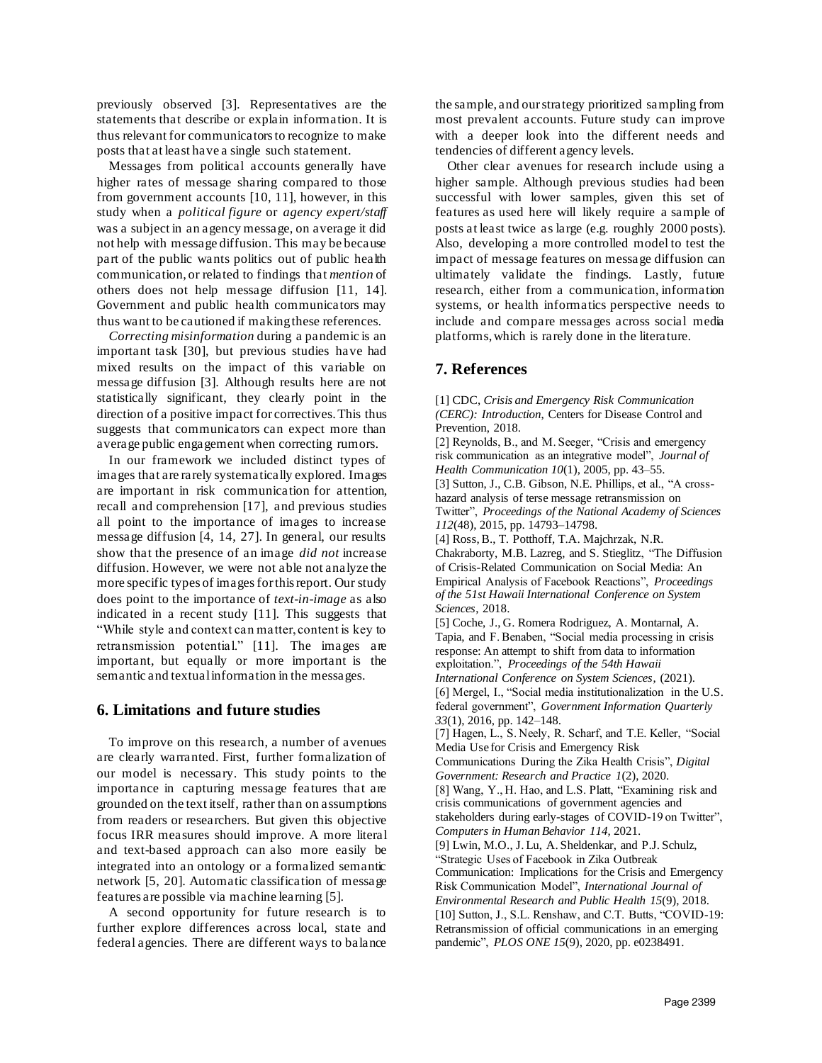previously observed [3]. Representatives are the statements that describe or explain information. It is thus relevant for communicators to recognize to make posts that at least have a single such statement.

Messages from political accounts generally have higher rates of message sharing compared to those from government accounts [10, 11], however, in this study when a *political figure* or *agency expert/staff* was a subject in an agency message, on average it did not help with message diffusion. This may be because part of the public wants politics out of public health communication, or related to findings that *mention* of others does not help message diffusion [11, 14]. Government and public health communicators may thus want to be cautioned if making these references.

*Correcting misinformation* during a pandemic is an important task [30], but previous studies have had mixed results on the impact of this variable on message diffusion [3]. Although results here are not statistically significant, they clearly point in the direction of a positive impact for correctives. This thus suggests that communicators can expect more than average public engagement when correcting rumors.

In our framework we included distinct types of images that are rarely systematically explored. Images are important in risk communication for attention, recall and comprehension [17], and previous studies all point to the importance of images to increase message diffusion [4, 14, 27]. In general, our results show that the presence of an image *did not* increase diffusion. However, we were not able not analyze the more specific types of images for this report. Our study does point to the importance of *text-in-image* as also indicated in a recent study [11]. This suggests that "While style and context can matter, content is key to retransmission potential." [11]. The images are important, but equally or more important is the semantic and textual information in the messages.

## 6. Limitations and future studies

To improve on this research, a number of avenues are clearly warranted. First, further formalization of our model is necessary. This study points to the importance in capturing message features that are grounded on the text itself, rather than on assumptions from readers or researchers. But given this objective focus IRR measures should improve. A more literal and text-based approach can also more easily be integrated into an ontology or a formalized semantic network [5, 20]. Automatic classification of message features are possible via machine learning [5].

A second opportunity for future research is to further explore differences across local, state and federal agencies. There are different ways to balance the sample, and our strategy prioritized sampling from most prevalent accounts. Future study can improve with a deeper look into the different needs and tendencies of different agency levels.

Other clear avenues for research include using a higher sample. Although previous studies had been successful with lower samples, given this set of features as used here will likely require a sample of posts at least twice as large (e.g. roughly 2000 posts). Also, developing a more controlled model to test the impact of message features on message diffusion can ultimately validate the findings. Lastly, future research, either from a communication, information systems, or health informatics perspective needs to include and compare messages across social media platforms, which is rarely done in the literature.

## 7. References

[1] CDC, *Crisis and Emergency Risk Communication (CERC): Introduction*, Centers for Disease Control and Prevention, 2018.

[2] Reynolds, B., and M. Seeger, "Crisis and emergency risk communication as an integrative model", *Journal of Health Communication 10*(1), 2005, pp. 43–55.

[3] Sutton, J., C.B. Gibson, N.E. Phillips, et al., "A cross-hazard analysis of terse message retransmission on Twitter", *Proceedings of the National Academy of Sciences 112*(48), 2015, pp. 14793–14798.

[4] Ross, B., T. Potthoff, T.A. Majchrzak, N.R. Chakraborty, M.B. Lazreg, and S. Stieglitz, "The Diffusion of Crisis-Related Communication on Social Media: An Empirical Analysis of Facebook Reactions", *Proceedings of the 51st Hawaii International Conference on System Sciences*, 2018.

[5] Coche, J., G. Romera Rodriguez, A. Montarnal, A. Tapia, and F. Benaben, "Social media processing in crisis response: An attempt to shift from data to information exploitation.", *Proceedings of the 54th Hawaii International Conference on System Sciences*, (2021).

[6] Mergel, I., "Social media institutionalization in the U.S. federal government", *Government Information Quarterly 33*(1), 2016, pp. 142–148.

[7] Hagen, L., S. Neely, R. Scharf, and T.E. Keller, "Social Media Use for Crisis and Emergency Risk Communications During the Zika Health Crisis", *Digital Government: Research and Practice 1*(2), 2020.

[8] Wang, Y., H. Hao, and L.S. Platt, "Examining risk and crisis communications of government agencies and stakeholders during early-stages of COVID-19 on Twitter", *Computers in Human Behavior 114*, 2021.

[9] Lwin, M.O., J. Lu, A. Sheldenkar, and P.J. Schulz, "Strategic Uses of Facebook in Zika Outbreak Communication: Implications for the Crisis and Emergency Risk Communication Model", *International Journal of Environmental Research and Public Health 15*(9), 2018.

[10] Sutton, J., S.L. Renshaw, and C.T. Butts, "COVID-19: Retransmission of official communications in an emerging pandemic", *PLOS ONE 15*(9), 2020, pp. e0238491.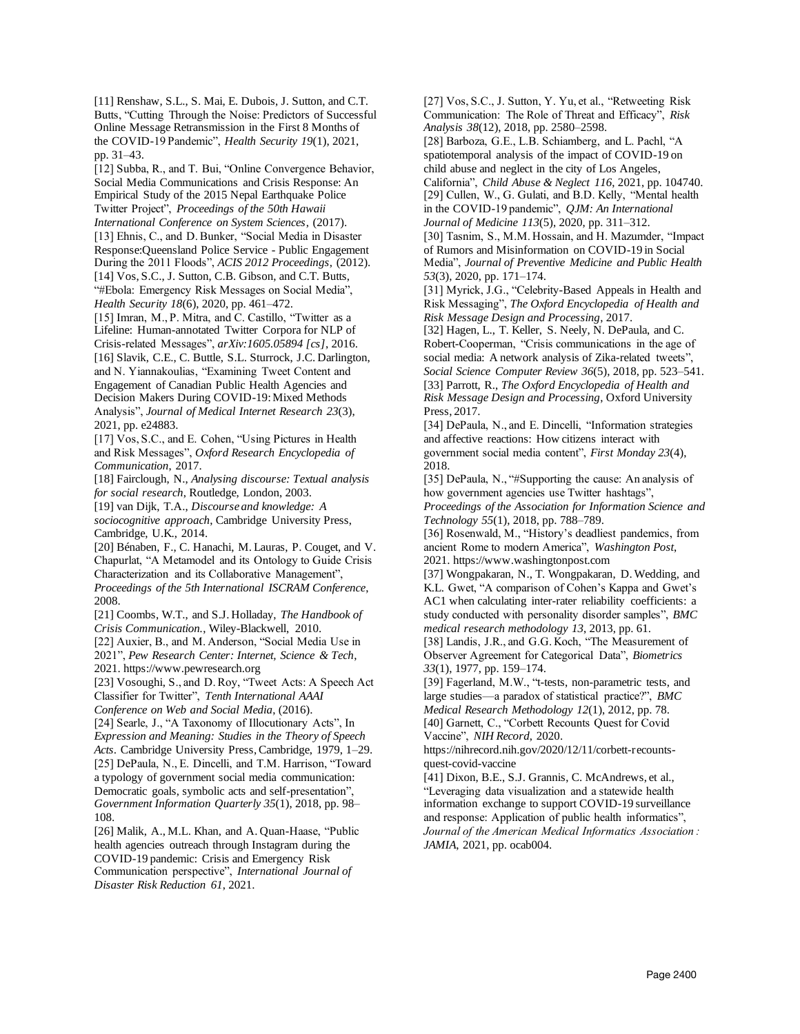[11] Renshaw, S.L., S. Mai, E. Dubois, J. Sutton, and C.T. Butts, “Cutting Through the Noise: Predictors of Successful Online Message Retransmission in the First 8 Months of the COVID-19 Pandemic”, *Health Security 19*(1), 2021, pp. 31–43.

[12] Subba, R., and T. Bui, “Online Convergence Behavior, Social Media Communications and Crisis Response: An Empirical Study of the 2015 Nepal Earthquake Police Twitter Project”, *Proceedings of the 50th Hawaii International Conference on System Sciences*, (2017).

[13] Ehnis, C., and D. Bunker, “Social Media in Disaster Response:Queensland Police Service - Public Engagement During the 2011 Floods”, *ACIS 2012 Proceedings*, (2012).

[14] Vos, S.C., J. Sutton, C.B. Gibson, and C.T. Butts, “#Ebola: Emergency Risk Messages on Social Media”, *Health Security 18*(6), 2020, pp. 461–472.

[15] Imran, M., P. Mitra, and C. Castillo, “Twitter as a Lifeline: Human-annotated Twitter Corpora for NLP of Crisis-related Messages”, *arXiv:1605.05894 [cs]*, 2016.

[16] Slavik, C.E., C. Buttle, S.L. Sturrock, J.C. Darlington, and N. Yiannakoulias, “Examining Tweet Content and Engagement of Canadian Public Health Agencies and Decision Makers During COVID-19: Mixed Methods Analysis”, *Journal of Medical Internet Research 23*(3), 2021, pp. e24883.

[17] Vos, S.C., and E. Cohen, “Using Pictures in Health and Risk Messages”, *Oxford Research Encyclopedia of Communication*, 2017.

[18] Fairclough, N., *Analysing discourse: Textual analysis for social research*, Routledge, London, 2003.

[19] van Dijk, T.A., *Discourse and knowledge: A sociocognitive approach*, Cambridge University Press, Cambridge, U.K., 2014.

[20] Bénaben, F., C. Hanachi, M. Lauras, P. Couget, and V. Chapurlat, “A Metamodel and its Ontology to Guide Crisis Characterization and its Collaborative Management”, *Proceedings of the 5th International ISCRAM Conference*, 2008.

[21] Coombs, W.T., and S.J. Holladay, *The Handbook of Crisis Communication.*, Wiley-Blackwell, 2010.

[22] Auxier, B., and M. Anderson, “Social Media Use in 2021”, *Pew Research Center: Internet, Science & Tech*, 2021. https://www.pewresearch.org

[23] Vosoughi, S., and D. Roy, “Tweet Acts: A Speech Act Classifier for Twitter”, *Tenth International AAAI Conference on Web and Social Media*, (2016).

[24] Searle, J., “A Taxonomy of Illocutionary Acts”, In *Expression and Meaning: Studies in the Theory of Speech Acts*. Cambridge University Press, Cambridge, 1979, 1–29.

[25] DePaula, N., E. Dincelli, and T.M. Harrison, “Toward a typology of government social media communication: Democratic goals, symbolic acts and self-presentation”, *Government Information Quarterly 35*(1), 2018, pp. 98–108.

[26] Malik, A., M.L. Khan, and A. Quan-Haase, “Public health agencies outreach through Instagram during the COVID-19 pandemic: Crisis and Emergency Risk Communication perspective”, *International Journal of Disaster Risk Reduction 61*, 2021.

[27] Vos, S.C., J. Sutton, Y. Yu, et al., “Retweeting Risk Communication: The Role of Threat and Efficacy”, *Risk Analysis 38*(12), 2018, pp. 2580–2598.

[28] Barboza, G.E., L.B. Schiamberg, and L. Pachl, “A spatiotemporal analysis of the impact of COVID-19 on child abuse and neglect in the city of Los Angeles, California”, *Child Abuse & Neglect 116*, 2021, pp. 104740.

[29] Cullen, W., G. Gulati, and B.D. Kelly, “Mental health in the COVID-19 pandemic”, *QJM: An International Journal of Medicine 113*(5), 2020, pp. 311–312.

[30] Tasnim, S., M.M. Hossain, and H. Mazumder, “Impact of Rumors and Misinformation on COVID-19 in Social Media”, *Journal of Preventive Medicine and Public Health 53*(3), 2020, pp. 171–174.

[31] Myrick, J.G., “Celebrity-Based Appeals in Health and Risk Messaging”, *The Oxford Encyclopedia of Health and Risk Message Design and Processing*, 2017.

[32] Hagen, L., T. Keller, S. Neely, N. DePaula, and C. Robert-Cooperman, “Crisis communications in the age of social media: A network analysis of Zika-related tweets”, *Social Science Computer Review 36*(5), 2018, pp. 523–541.

[33] Parrott, R., *The Oxford Encyclopedia of Health and Risk Message Design and Processing*, Oxford University Press, 2017.

[34] DePaula, N., and E. Dincelli, “Information strategies and affective reactions: How citizens interact with government social media content”, *First Monday 23*(4), 2018.

[35] DePaula, N., “#Supporting the cause: An analysis of how government agencies use Twitter hashtags”, *Proceedings of the Association for Information Science and Technology 55*(1), 2018, pp. 788–789.

[36] Rosenwald, M., “History’s deadliest pandemics, from ancient Rome to modern America”, *Washington Post*, 2021. https://www.washingtonpost.com

[37] Wongpakaran, N., T. Wongpakaran, D. Wedding, and K.L. Gwet, “A comparison of Cohen’s Kappa and Gwet’s AC1 when calculating inter-rater reliability coefficients: a study conducted with personality disorder samples”, *BMC medical research methodology 13*, 2013, pp. 61.

[38] Landis, J.R., and G.G. Koch, “The Measurement of Observer Agreement for Categorical Data”, *Biometrics 33*(1), 1977, pp. 159–174.

[39] Fagerland, M.W., “t-tests, non-parametric tests, and large studies—a paradox of statistical practice?”, *BMC Medical Research Methodology 12*(1), 2012, pp. 78.

[40] Garnett, C., “Corbett Recounts Quest for Covid Vaccine”, *NIH Record*, 2020. https://nihrecord.nih.gov/2020/12/11/corbett-recounts-quest-covid-vaccine

[41] Dixon, B.E., S.J. Grannis, C. McAndrews, et al., “Leveraging data visualization and a statewide health information exchange to support COVID-19 surveillance and response: Application of public health informatics”, *Journal of the American Medical Informatics Association : JAMIA*, 2021, pp. ocab004.